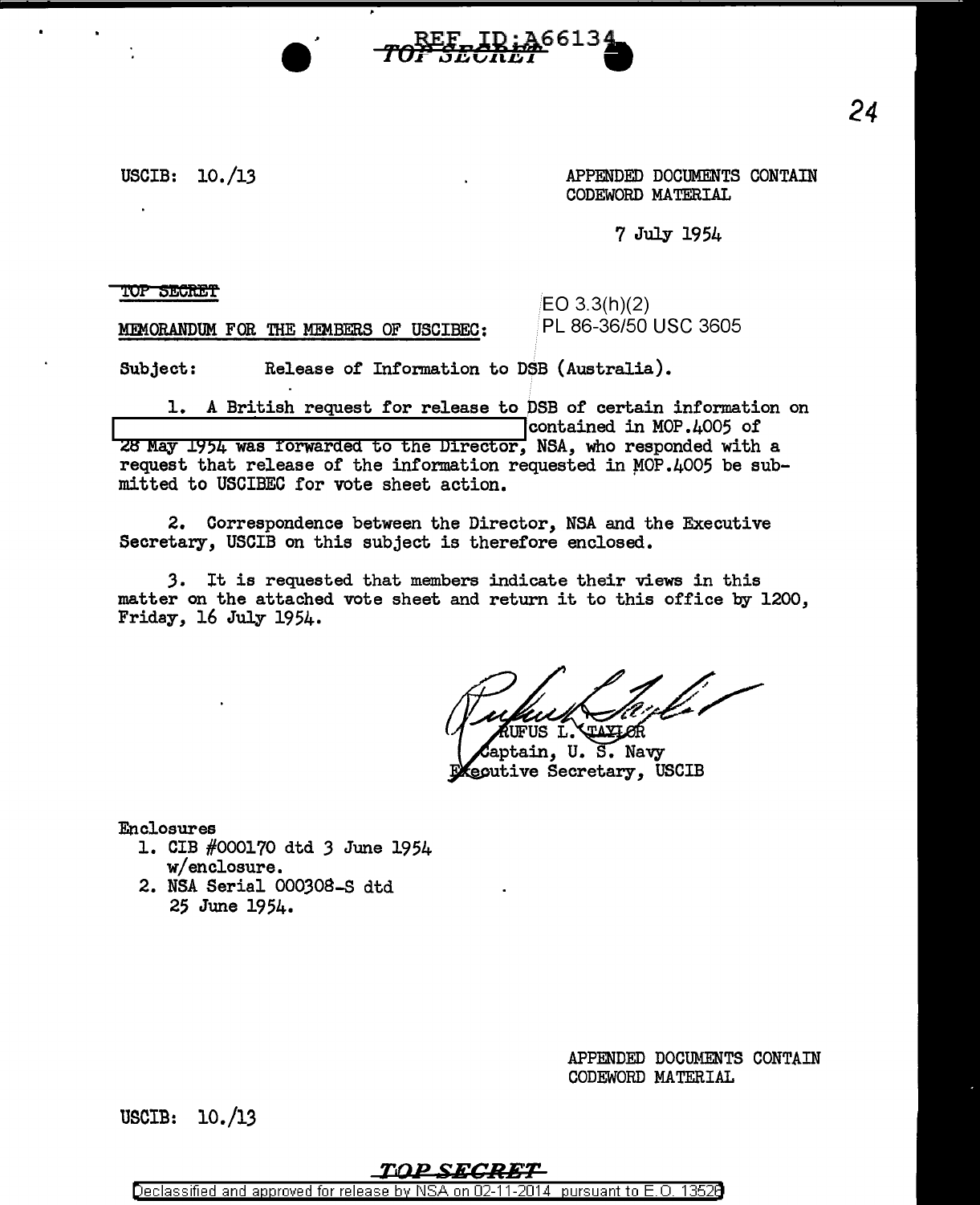REF ID:A66134

TOP SECRET

USCIB: 10./13

APPENDED DOCUMENTS CONTAIN CODEWORD MATERIAL

7 July 1954

TOP SECRET

EO 3.3(h)(2)
PL 86-36/50 USC 3605

MEMORANDUM FOR THE MEMBERS OF USCIBEC:

Subject: Release of Information to DSB (Australia).

1. A British request for release to DSB of certain information on [redacted] contained in MOP.4005 of 28 May 1954 was forwarded to the Director, NSA, who responded with a request that release of the information requested in MOP.4005 be submitted to USCIBEC for vote sheet action.

2. Correspondence between the Director, NSA and the Executive Secretary, USCIB on this subject is therefore enclosed.

3. It is requested that members indicate their views in this matter on the attached vote sheet and return it to this office by 1200, Friday, 16 July 1954.

RUFUS L. TAYLOR
Captain, U. S. Navy
Executive Secretary, USCIB

Enclosures
1. CIB #000170 dtd 3 June 1954 w/enclosure.
2. NSA Serial 000308-S dtd 25 June 1954.

APPENDED DOCUMENTS CONTAIN CODEWORD MATERIAL

USCIB: 10./13

TOP SECRET

Declassified and approved for release by NSA on 02-11-2014 pursuant to E.O. 13526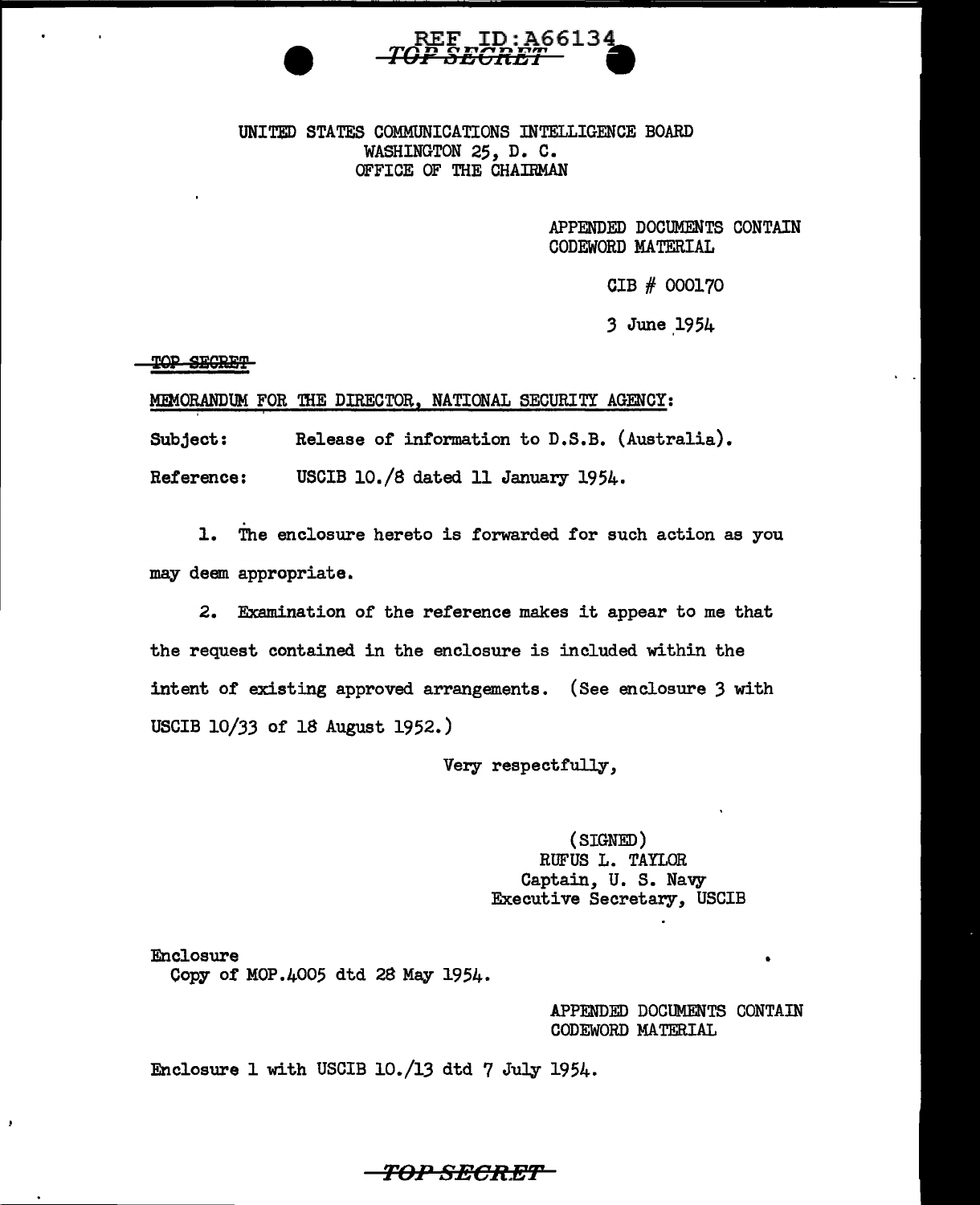REF ID:A66134
~~TOP SECRET~~

UNITED STATES COMMUNICATIONS INTELLIGENCE BOARD
WASHINGTON 25, D. C.
OFFICE OF THE CHAIRMAN

APPENDED DOCUMENTS CONTAIN
CODEWORD MATERIAL

CIB # 000170

3 June 1954

~~TOP SECRET~~

MEMORANDUM FOR THE DIRECTOR, NATIONAL SECURITY AGENCY:

Subject: Release of information to D.S.B. (Australia).

Reference: USCIB 10./8 dated 11 January 1954.

1. The enclosure hereto is forwarded for such action as you may deem appropriate.

2. Examination of the reference makes it appear to me that the request contained in the enclosure is included within the intent of existing approved arrangements. (See enclosure 3 with USCIB 10/33 of 18 August 1952.)

Very respectfully,

(SIGNED)
RUFUS L. TAYLOR
Captain, U. S. Navy
Executive Secretary, USCIB

Enclosure
Copy of MOP.4005 dtd 28 May 1954.

APPENDED DOCUMENTS CONTAIN
CODEWORD MATERIAL

Enclosure 1 with USCIB 10./13 dtd 7 July 1954.

~~TOP SECRET~~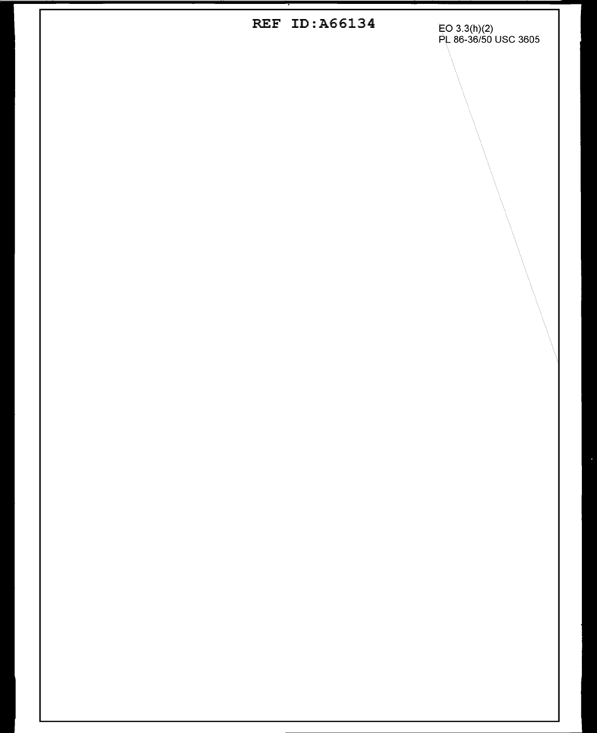REF ID:A66134

EO 3.3(h)(2)
PL 86-36/50 USC 3605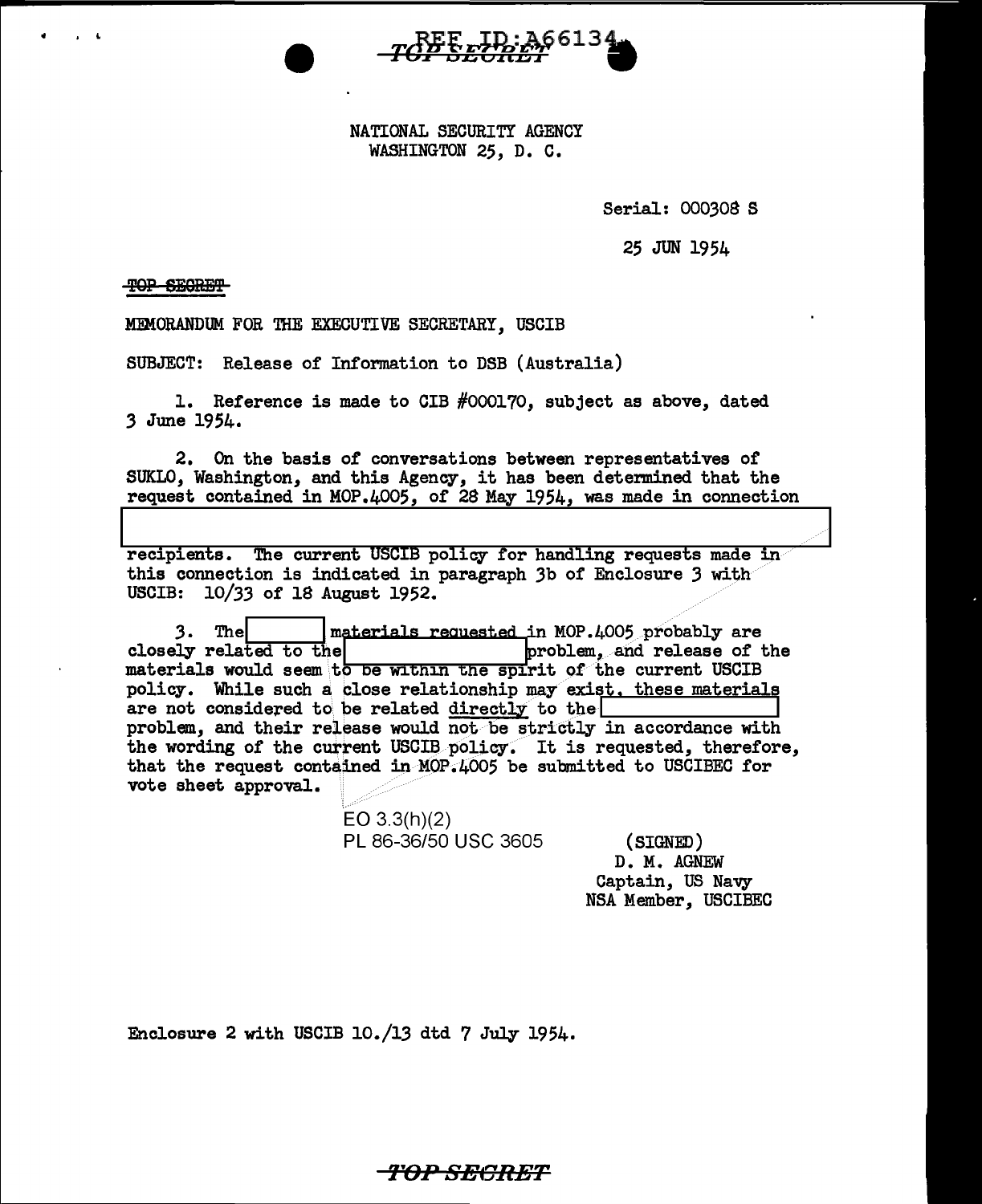REF ID:A66134

TOP SECRET

NATIONAL SECURITY AGENCY
WASHINGTON 25, D. C.

Serial: 000308 S

25 JUN 1954

~~TOP SECRET~~

MEMORANDUM FOR THE EXECUTIVE SECRETARY, USCIB

SUBJECT: Release of Information to DSB (Australia)

1. Reference is made to CIB #000170, subject as above, dated 3 June 1954.

2. On the basis of conversations between representatives of SUKLO, Washington, and this Agency, it has been determined that the request contained in MOP.4005, of 28 May 1954, was made in connection [redacted] recipients. The current USCIB policy for handling requests made in this connection is indicated in paragraph 3b of Enclosure 3 with USCIB: 10/33 of 18 August 1952.

3. The [redacted] materials requested in MOP.4005 probably are closely related to the [redacted] problem, and release of the materials would seem to be within the spirit of the current USCIB policy. While such a close relationship may exist, these materials are not considered to be related _directly_ to the [redacted] problem, and their release would not be strictly in accordance with the wording of the current USCIB policy. It is requested, therefore, that the request contained in MOP.4005 be submitted to USCIBEC for vote sheet approval.

EO 3.3(h)(2)
PL 86-36/50 USC 3605

(SIGNED)
D. M. AGNEW
Captain, US Navy
NSA Member, USCIBEC

Enclosure 2 with USCIB 10./13 dtd 7 July 1954.

TOP SECRET